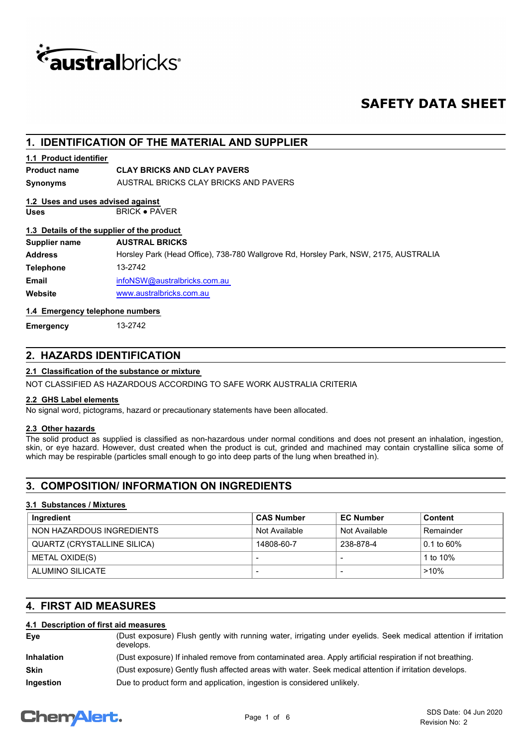australbricks

# SAFETY DATA SHEET

## 1. IDENTIFICATION OF THE MATERIAL AND SUPPLIER

### 1.1 Product identifier

**Product name** **CLAY BRICKS AND CLAY PAVERS**

**Synonyms** AUSTRAL BRICKS CLAY BRICKS AND PAVERS

### 1.2 Uses and uses advised against

**Uses** BRICK ● PAVER

### 1.3 Details of the supplier of the product

**Supplier name** **AUSTRAL BRICKS**

**Address** Horsley Park (Head Office), 738-780 Wallgrove Rd, Horsley Park, NSW, 2175, AUSTRALIA

**Telephone** 13-2742

**Email** infoNSW@australbricks.com.au

**Website** www.australbricks.com.au

### 1.4 Emergency telephone numbers

**Emergency** 13-2742

## 2. HAZARDS IDENTIFICATION

### 2.1 Classification of the substance or mixture

NOT CLASSIFIED AS HAZARDOUS ACCORDING TO SAFE WORK AUSTRALIA CRITERIA

### 2.2 GHS Label elements

No signal word, pictograms, hazard or precautionary statements have been allocated.

### 2.3 Other hazards

The solid product as supplied is classified as non-hazardous under normal conditions and does not present an inhalation, ingestion, skin, or eye hazard. However, dust created when the product is cut, grinded and machined may contain crystalline silica some of which may be respirable (particles small enough to go into deep parts of the lung when breathed in).

## 3. COMPOSITION/ INFORMATION ON INGREDIENTS

### 3.1 Substances / Mixtures

| Ingredient | CAS Number | EC Number | Content |
|---|---|---|---|
| NON HAZARDOUS INGREDIENTS | Not Available | Not Available | Remainder |
| QUARTZ (CRYSTALLINE SILICA) | 14808-60-7 | 238-878-4 | 0.1 to 60% |
| METAL OXIDE(S) | - | - | 1 to 10% |
| ALUMINO SILICATE | - | - | >10% |

## 4. FIRST AID MEASURES

### 4.1 Description of first aid measures

**Eye** (Dust exposure) Flush gently with running water, irrigating under eyelids. Seek medical attention if irritation develops.

**Inhalation** (Dust exposure) If inhaled remove from contaminated area. Apply artificial respiration if not breathing.

**Skin** (Dust exposure) Gently flush affected areas with water. Seek medical attention if irritation develops.

**Ingestion** Due to product form and application, ingestion is considered unlikely.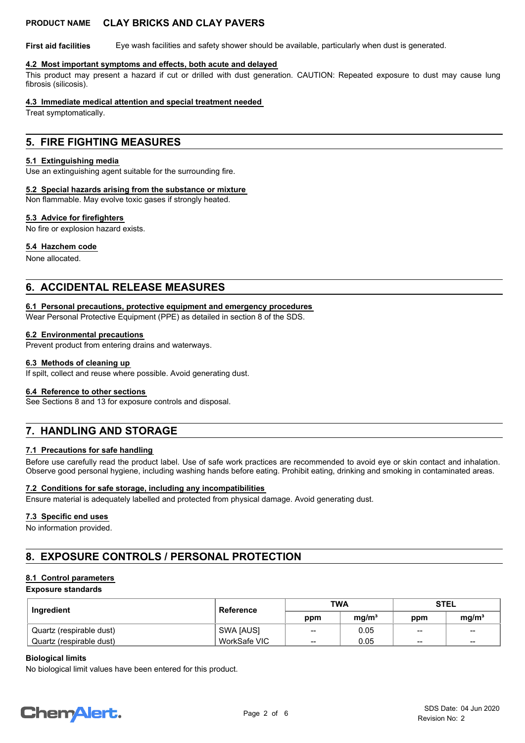**First aid facilities** Eye wash facilities and safety shower should be available, particularly when dust is generated.

### 4.2 Most important symptoms and effects, both acute and delayed

This product may present a hazard if cut or drilled with dust generation. CAUTION: Repeated exposure to dust may cause lung fibrosis (silicosis).

### 4.3 Immediate medical attention and special treatment needed

Treat symptomatically.

## 5. FIRE FIGHTING MEASURES

### 5.1 Extinguishing media

Use an extinguishing agent suitable for the surrounding fire.

### 5.2 Special hazards arising from the substance or mixture

Non flammable. May evolve toxic gases if strongly heated.

### 5.3 Advice for firefighters

No fire or explosion hazard exists.

### 5.4 Hazchem code

None allocated.

## 6. ACCIDENTAL RELEASE MEASURES

### 6.1 Personal precautions, protective equipment and emergency procedures

Wear Personal Protective Equipment (PPE) as detailed in section 8 of the SDS.

### 6.2 Environmental precautions

Prevent product from entering drains and waterways.

### 6.3 Methods of cleaning up

If spilt, collect and reuse where possible. Avoid generating dust.

### 6.4 Reference to other sections

See Sections 8 and 13 for exposure controls and disposal.

## 7. HANDLING AND STORAGE

### 7.1 Precautions for safe handling

Before use carefully read the product label. Use of safe work practices are recommended to avoid eye or skin contact and inhalation. Observe good personal hygiene, including washing hands before eating. Prohibit eating, drinking and smoking in contaminated areas.

### 7.2 Conditions for safe storage, including any incompatibilities

Ensure material is adequately labelled and protected from physical damage. Avoid generating dust.

### 7.3 Specific end uses

No information provided.

## 8. EXPOSURE CONTROLS / PERSONAL PROTECTION

### 8.1 Control parameters

**Exposure standards**

| Ingredient | Reference | TWA | | STEL | |
|---|---|---|---|---|---|
| | | ppm | mg/m³ | ppm | mg/m³ |
| Quartz (respirable dust) | SWA [AUS] | -- | 0.05 | -- | -- |
| Quartz (respirable dust) | WorkSafe VIC | -- | 0.05 | -- | -- |

**Biological limits**

No biological limit values have been entered for this product.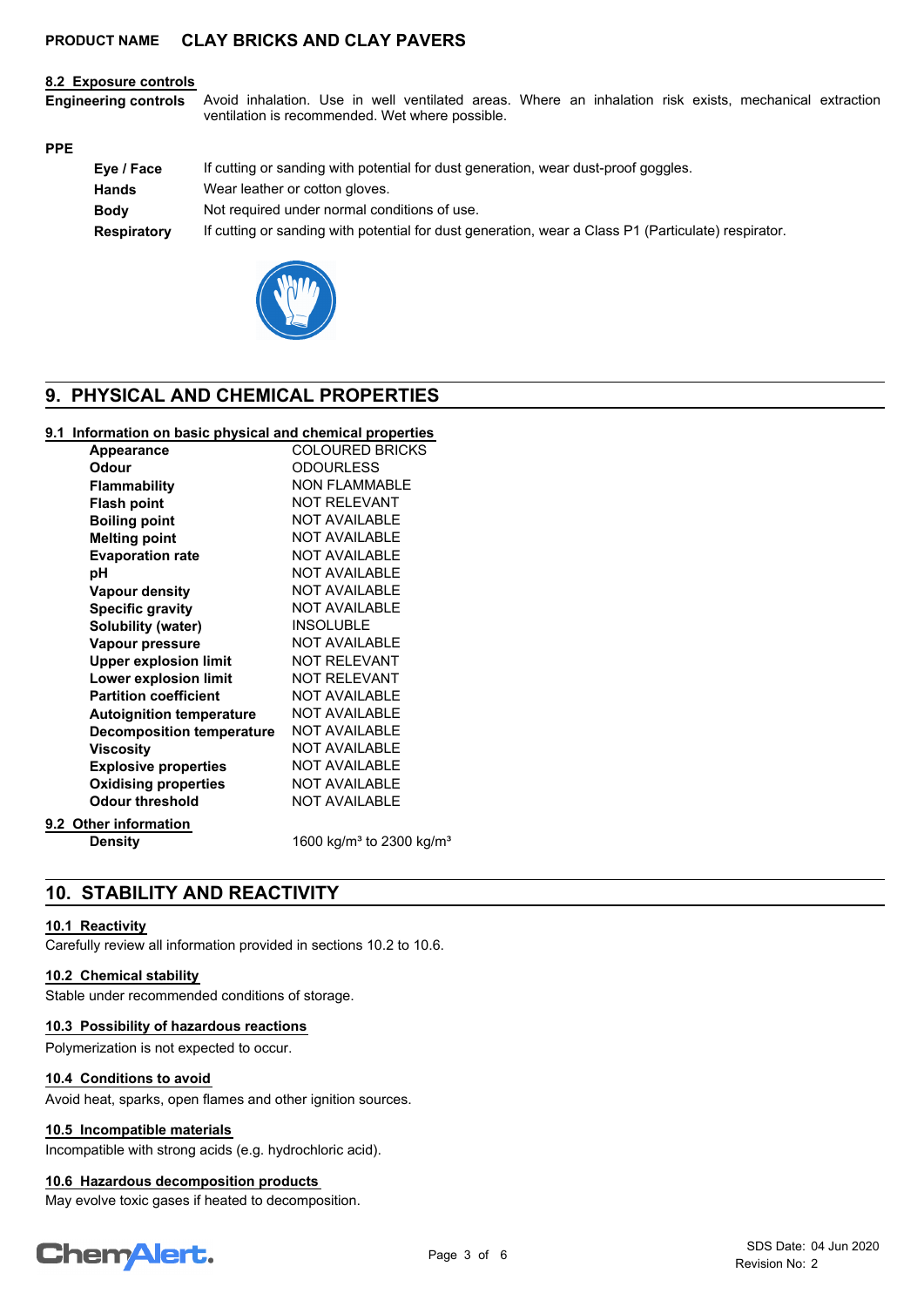**PRODUCT NAME CLAY BRICKS AND CLAY PAVERS**

### 8.2 Exposure controls

**Engineering controls** Avoid inhalation. Use in well ventilated areas. Where an inhalation risk exists, mechanical extraction ventilation is recommended. Wet where possible.

**PPE**

| | |
|---|---|
| **Eye / Face** | If cutting or sanding with potential for dust generation, wear dust-proof goggles. |
| **Hands** | Wear leather or cotton gloves. |
| **Body** | Not required under normal conditions of use. |
| **Respiratory** | If cutting or sanding with potential for dust generation, wear a Class P1 (Particulate) respirator. |

## 9. PHYSICAL AND CHEMICAL PROPERTIES

### 9.1 Information on basic physical and chemical properties

| | |
|---|---|
| **Appearance** | COLOURED BRICKS |
| **Odour** | ODOURLESS |
| **Flammability** | NON FLAMMABLE |
| **Flash point** | NOT RELEVANT |
| **Boiling point** | NOT AVAILABLE |
| **Melting point** | NOT AVAILABLE |
| **Evaporation rate** | NOT AVAILABLE |
| **pH** | NOT AVAILABLE |
| **Vapour density** | NOT AVAILABLE |
| **Specific gravity** | NOT AVAILABLE |
| **Solubility (water)** | INSOLUBLE |
| **Vapour pressure** | NOT AVAILABLE |
| **Upper explosion limit** | NOT RELEVANT |
| **Lower explosion limit** | NOT RELEVANT |
| **Partition coefficient** | NOT AVAILABLE |
| **Autoignition temperature** | NOT AVAILABLE |
| **Decomposition temperature** | NOT AVAILABLE |
| **Viscosity** | NOT AVAILABLE |
| **Explosive properties** | NOT AVAILABLE |
| **Oxidising properties** | NOT AVAILABLE |
| **Odour threshold** | NOT AVAILABLE |

### 9.2 Other information

| | |
|---|---|
| **Density** | 1600 $kg/m^3$ to 2300 $kg/m^3$ |

## 10. STABILITY AND REACTIVITY

### 10.1 Reactivity

Carefully review all information provided in sections 10.2 to 10.6.

### 10.2 Chemical stability

Stable under recommended conditions of storage.

### 10.3 Possibility of hazardous reactions

Polymerization is not expected to occur.

### 10.4 Conditions to avoid

Avoid heat, sparks, open flames and other ignition sources.

### 10.5 Incompatible materials

Incompatible with strong acids (e.g. hydrochloric acid).

### 10.6 Hazardous decomposition products

May evolve toxic gases if heated to decomposition.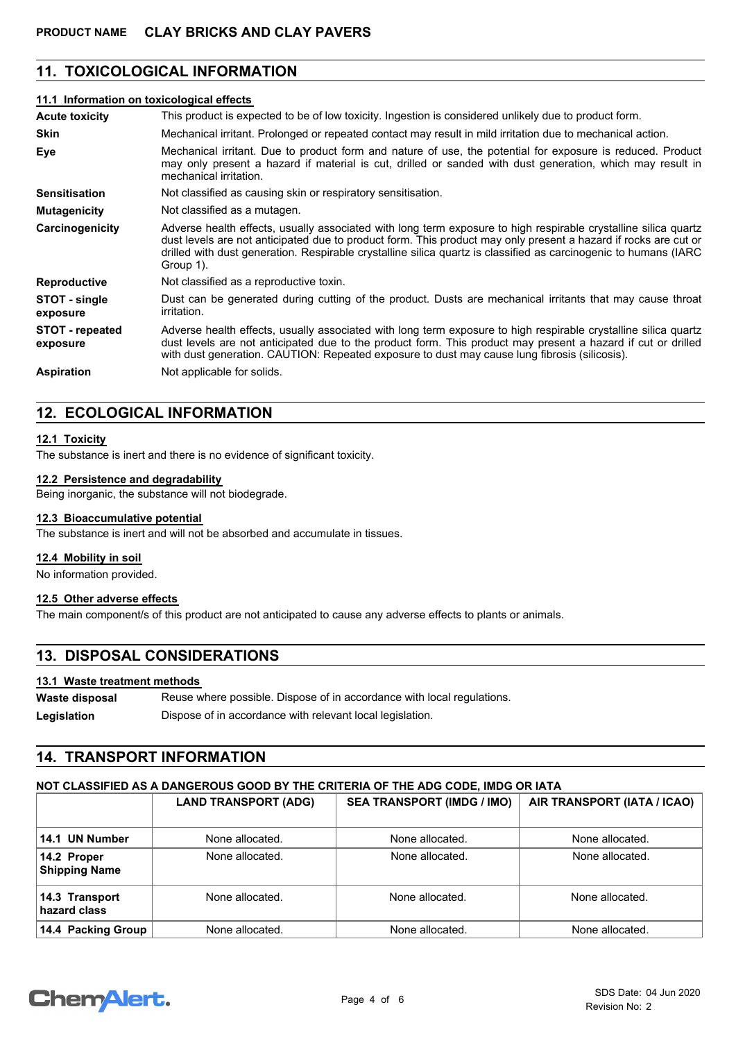## 11. TOXICOLOGICAL INFORMATION

### 11.1 Information on toxicological effects

| | |
|---|---|
| **Acute toxicity** | This product is expected to be of low toxicity. Ingestion is considered unlikely due to product form. |
| **Skin** | Mechanical irritant. Prolonged or repeated contact may result in mild irritation due to mechanical action. |
| **Eye** | Mechanical irritant. Due to product form and nature of use, the potential for exposure is reduced. Product may only present a hazard if material is cut, drilled or sanded with dust generation, which may result in mechanical irritation. |
| **Sensitisation** | Not classified as causing skin or respiratory sensitisation. |
| **Mutagenicity** | Not classified as a mutagen. |
| **Carcinogenicity** | Adverse health effects, usually associated with long term exposure to high respirable crystalline silica quartz dust levels are not anticipated due to product form. This product may only present a hazard if rocks are cut or drilled with dust generation. Respirable crystalline silica quartz is classified as carcinogenic to humans (IARC Group 1). |
| **Reproductive** | Not classified as a reproductive toxin. |
| **STOT - single exposure** | Dust can be generated during cutting of the product. Dusts are mechanical irritants that may cause throat irritation. |
| **STOT - repeated exposure** | Adverse health effects, usually associated with long term exposure to high respirable crystalline silica quartz dust levels are not anticipated due to the product form. This product may present a hazard if cut or drilled with dust generation. CAUTION: Repeated exposure to dust may cause lung fibrosis (silicosis). |
| **Aspiration** | Not applicable for solids. |

## 12. ECOLOGICAL INFORMATION

### 12.1 Toxicity

The substance is inert and there is no evidence of significant toxicity.

### 12.2 Persistence and degradability

Being inorganic, the substance will not biodegrade.

### 12.3 Bioaccumulative potential

The substance is inert and will not be absorbed and accumulate in tissues.

### 12.4 Mobility in soil

No information provided.

### 12.5 Other adverse effects

The main component/s of this product are not anticipated to cause any adverse effects to plants or animals.

## 13. DISPOSAL CONSIDERATIONS

### 13.1 Waste treatment methods

| | |
|---|---|
| **Waste disposal** | Reuse where possible. Dispose of in accordance with local regulations. |
| **Legislation** | Dispose of in accordance with relevant local legislation. |

## 14. TRANSPORT INFORMATION

**NOT CLASSIFIED AS A DANGEROUS GOOD BY THE CRITERIA OF THE ADG CODE, IMDG OR IATA**

| | LAND TRANSPORT (ADG) | SEA TRANSPORT (IMDG / IMO) | AIR TRANSPORT (IATA / ICAO) |
|---|---|---|---|
| 14.1 UN Number | None allocated. | None allocated. | None allocated. |
| 14.2 Proper Shipping Name | None allocated. | None allocated. | None allocated. |
| 14.3 Transport hazard class | None allocated. | None allocated. | None allocated. |
| 14.4 Packing Group | None allocated. | None allocated. | None allocated. |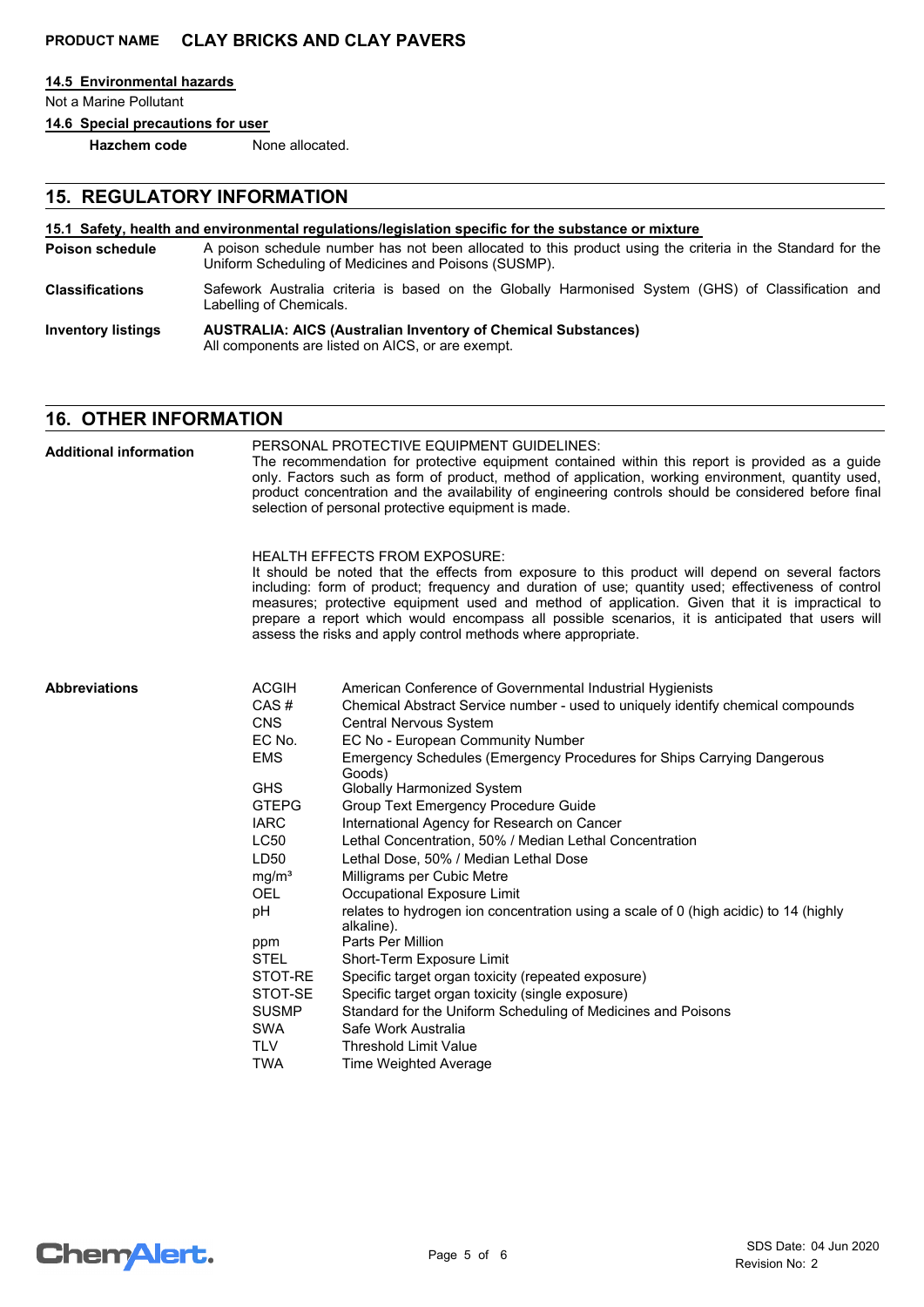#### 14.5 Environmental hazards

Not a Marine Pollutant

#### 14.6 Special precautions for user

**Hazchem code** None allocated.

## 15. REGULATORY INFORMATION

#### 15.1 Safety, health and environmental regulations/legislation specific for the substance or mixture

**Poison schedule** A poison schedule number has not been allocated to this product using the criteria in the Standard for the Uniform Scheduling of Medicines and Poisons (SUSMP).

**Classifications** Safework Australia criteria is based on the Globally Harmonised System (GHS) of Classification and Labelling of Chemicals.

**Inventory listings** **AUSTRALIA: AICS (Australian Inventory of Chemical Substances)**
All components are listed on AICS, or are exempt.

## 16. OTHER INFORMATION

**Additional information**

PERSONAL PROTECTIVE EQUIPMENT GUIDELINES:
The recommendation for protective equipment contained within this report is provided as a guide only. Factors such as form of product, method of application, working environment, quantity used, product concentration and the availability of engineering controls should be considered before final selection of personal protective equipment is made.

HEALTH EFFECTS FROM EXPOSURE:
It should be noted that the effects from exposure to this product will depend on several factors including: form of product; frequency and duration of use; quantity used; effectiveness of control measures; protective equipment used and method of application. Given that it is impractical to prepare a report which would encompass all possible scenarios, it is anticipated that users will assess the risks and apply control methods where appropriate.

**Abbreviations**

| Abbreviation | Meaning |
| --- | --- |
| ACGIH | American Conference of Governmental Industrial Hygienists |
| CAS # | Chemical Abstract Service number - used to uniquely identify chemical compounds |
| CNS | Central Nervous System |
| EC No. | EC No - European Community Number |
| EMS | Emergency Schedules (Emergency Procedures for Ships Carrying Dangerous Goods) |
| GHS | Globally Harmonized System |
| GTEPG | Group Text Emergency Procedure Guide |
| IARC | International Agency for Research on Cancer |
| LC50 | Lethal Concentration, 50% / Median Lethal Concentration |
| LD50 | Lethal Dose, 50% / Median Lethal Dose |
| $mg/m^3$ | Milligrams per Cubic Metre |
| OEL | Occupational Exposure Limit |
| pH | relates to hydrogen ion concentration using a scale of 0 (high acidic) to 14 (highly alkaline). |
| ppm | Parts Per Million |
| STEL | Short-Term Exposure Limit |
| STOT-RE | Specific target organ toxicity (repeated exposure) |
| STOT-SE | Specific target organ toxicity (single exposure) |
| SUSMP | Standard for the Uniform Scheduling of Medicines and Poisons |
| SWA | Safe Work Australia |
| TLV | Threshold Limit Value |
| TWA | Time Weighted Average |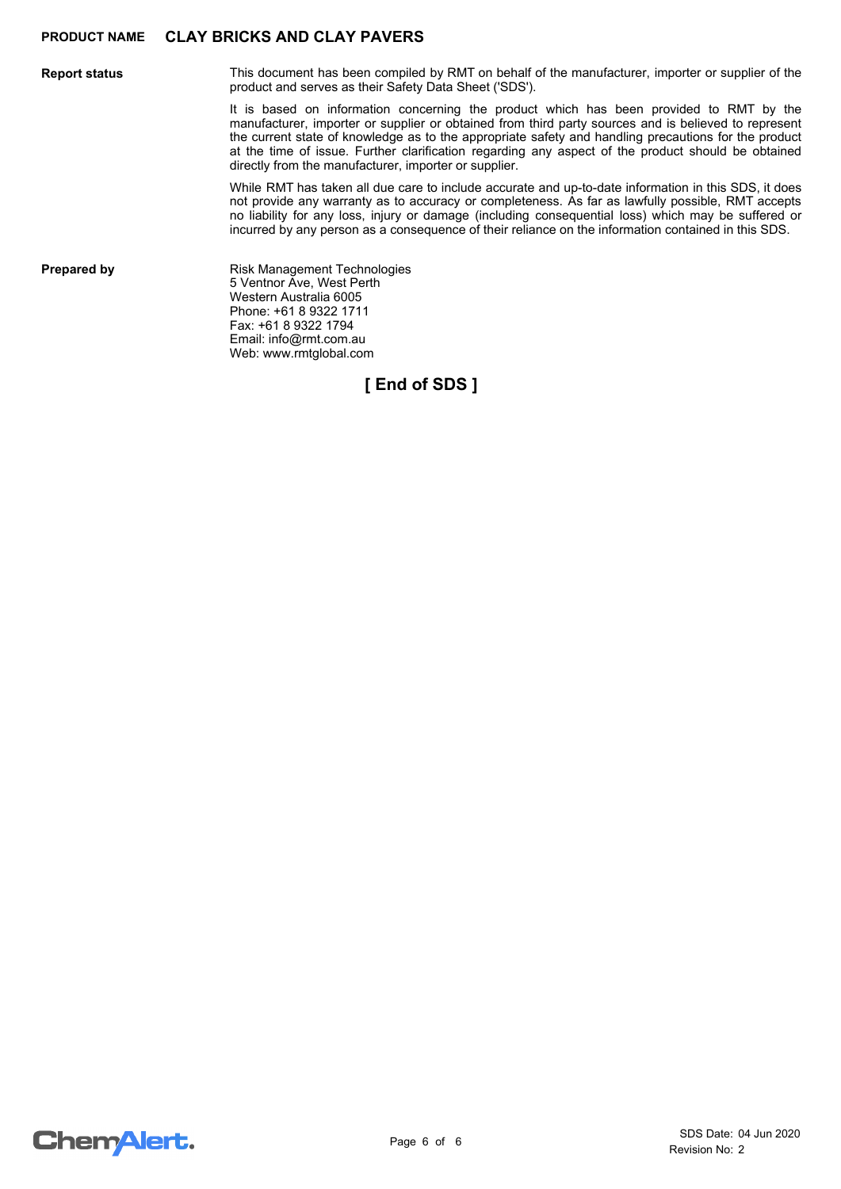**Report status**

This document has been compiled by RMT on behalf of the manufacturer, importer or supplier of the product and serves as their Safety Data Sheet ('SDS').

It is based on information concerning the product which has been provided to RMT by the manufacturer, importer or supplier or obtained from third party sources and is believed to represent the current state of knowledge as to the appropriate safety and handling precautions for the product at the time of issue. Further clarification regarding any aspect of the product should be obtained directly from the manufacturer, importer or supplier.

While RMT has taken all due care to include accurate and up-to-date information in this SDS, it does not provide any warranty as to accuracy or completeness. As far as lawfully possible, RMT accepts no liability for any loss, injury or damage (including consequential loss) which may be suffered or incurred by any person as a consequence of their reliance on the information contained in this SDS.

**Prepared by**

Risk Management Technologies
5 Ventnor Ave, West Perth
Western Australia 6005
Phone: +61 8 9322 1711
Fax: +61 8 9322 1794
Email: info@rmt.com.au
Web: www.rmtglobal.com

**[ End of SDS ]**